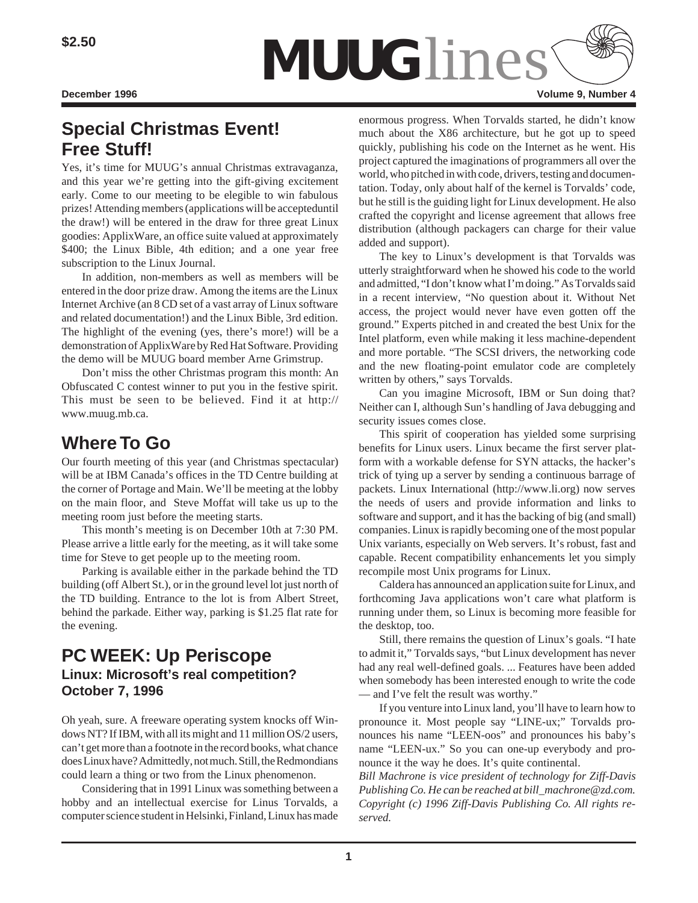$2.50

# MUUGlines

**December 1996** **Volume 9, Number 4**

## Special Christmas Event! Free Stuff!

Yes, it's time for MUUG's annual Christmas extravaganza, and this year we're getting into the gift-giving excitement early. Come to our meeting to be elegible to win fabulous prizes! Attending members (applications will be accepteduntil the draw!) will be entered in the draw for three great Linux goodies: ApplixWare, an office suite valued at approximately $400; the Linux Bible, 4th edition; and a one year free subscription to the Linux Journal.

In addition, non-members as well as members will be entered in the door prize draw. Among the items are the Linux Internet Archive (an 8 CD set of a vast array of Linux software and related documentation!) and the Linux Bible, 3rd edition. The highlight of the evening (yes, there's more!) will be a demonstration of ApplixWare by Red Hat Software. Providing the demo will be MUUG board member Arne Grimstrup.

Don't miss the other Christmas program this month: An Obfuscated C contest winner to put you in the festive spirit. This must be seen to be believed. Find it at http://www.muug.mb.ca.

## Where To Go

Our fourth meeting of this year (and Christmas spectacular) will be at IBM Canada's offices in the TD Centre building at the corner of Portage and Main. We'll be meeting at the lobby on the main floor, and Steve Moffat will take us up to the meeting room just before the meeting starts.

This month's meeting is on December 10th at 7:30 PM. Please arrive a little early for the meeting, as it will take some time for Steve to get people up to the meeting room.

Parking is available either in the parkade behind the TD building (off Albert St.), or in the ground level lot just north of the TD building. Entrance to the lot is from Albert Street, behind the parkade. Either way, parking is $1.25 flat rate for the evening.

## PC WEEK: Up Periscope

### Linux: Microsoft's real competition? October 7, 1996

Oh yeah, sure. A freeware operating system knocks off Windows NT? If IBM, with all its might and 11 million OS/2 users, can't get more than a footnote in the record books, what chance does Linux have? Admittedly, not much. Still, the Redmondians could learn a thing or two from the Linux phenomenon.

Considering that in 1991 Linux was something between a hobby and an intellectual exercise for Linus Torvalds, a computer science student in Helsinki, Finland, Linux has made enormous progress. When Torvalds started, he didn't know much about the X86 architecture, but he got up to speed quickly, publishing his code on the Internet as he went. His project captured the imaginations of programmers all over the world, who pitched in with code, drivers, testing and documentation. Today, only about half of the kernel is Torvalds' code, but he still is the guiding light for Linux development. He also crafted the copyright and license agreement that allows free distribution (although packagers can charge for their value added and support).

The key to Linux's development is that Torvalds was utterly straightforward when he showed his code to the world and admitted, "I don't know what I'm doing." As Torvalds said in a recent interview, "No question about it. Without Net access, the project would never have even gotten off the ground." Experts pitched in and created the best Unix for the Intel platform, even while making it less machine-dependent and more portable. "The SCSI drivers, the networking code and the new floating-point emulator code are completely written by others," says Torvalds.

Can you imagine Microsoft, IBM or Sun doing that? Neither can I, although Sun's handling of Java debugging and security issues comes close.

This spirit of cooperation has yielded some surprising benefits for Linux users. Linux became the first server platform with a workable defense for SYN attacks, the hacker's trick of tying up a server by sending a continuous barrage of packets. Linux International (http://www.li.org) now serves the needs of users and provide information and links to software and support, and it has the backing of big (and small) companies. Linux is rapidly becoming one of the most popular Unix variants, especially on Web servers. It's robust, fast and capable. Recent compatibility enhancements let you simply recompile most Unix programs for Linux.

Caldera has announced an application suite for Linux, and forthcoming Java applications won't care what platform is running under them, so Linux is becoming more feasible for the desktop, too.

Still, there remains the question of Linux's goals. "I hate to admit it," Torvalds says, "but Linux development has never had any real well-defined goals. ... Features have been added when somebody has been interested enough to write the code — and I've felt the result was worthy."

If you venture into Linux land, you'll have to learn how to pronounce it. Most people say "LINE-ux;" Torvalds pronounces his name "LEEN-oos" and pronounces his baby's name "LEEN-ux." So you can one-up everybody and pronounce it the way he does. It's quite continental.

*Bill Machrone is vice president of technology for Ziff-Davis Publishing Co. He can be reached at bill_machrone@zd.com. Copyright (c) 1996 Ziff-Davis Publishing Co. All rights reserved.*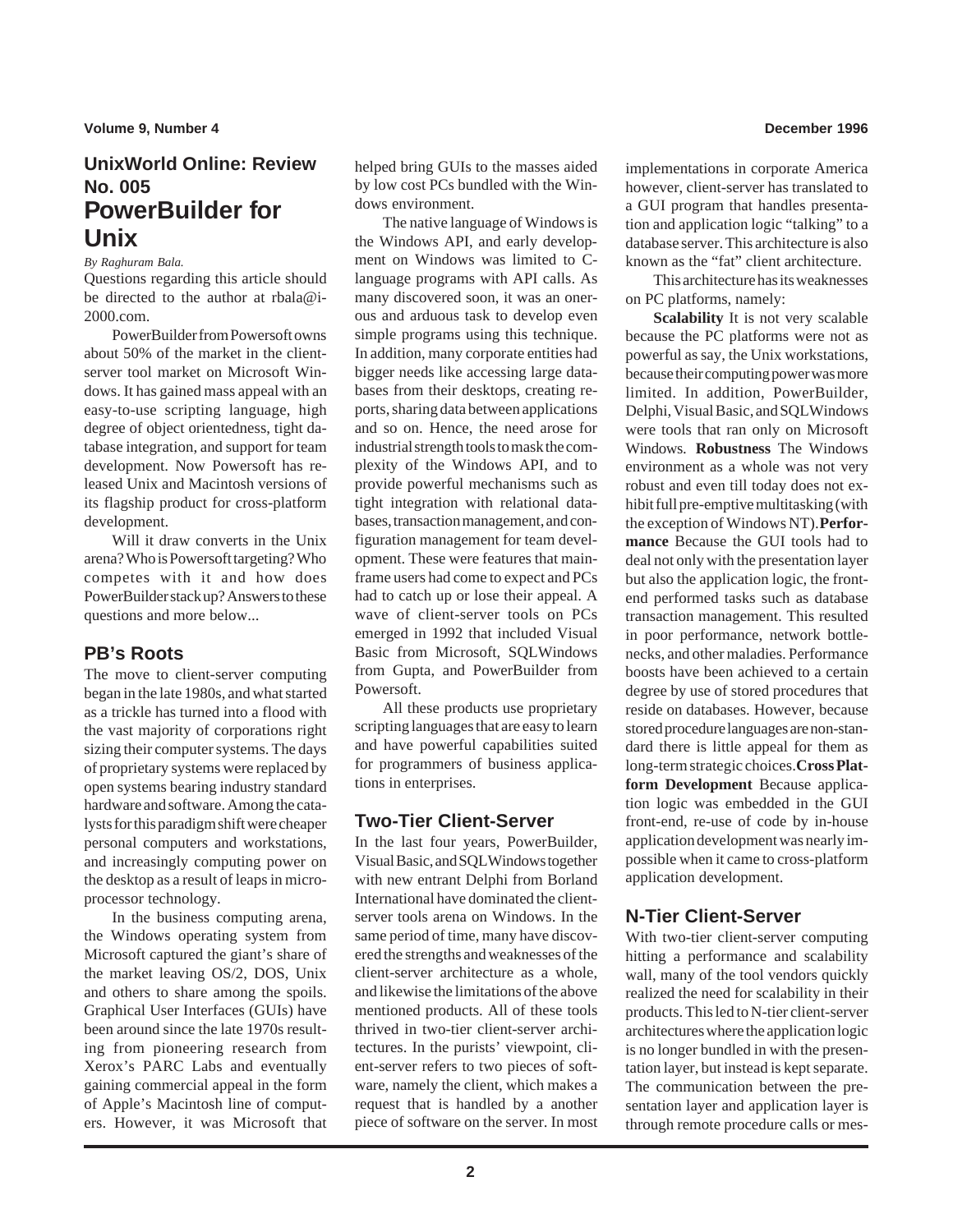## UnixWorld Online: Review No. 005

# PowerBuilder for Unix

*By Raghuram Bala.*

Questions regarding this article should be directed to the author at rbala@i-2000.com.

PowerBuilder from Powersoft owns about 50% of the market in the client-server tool market on Microsoft Windows. It has gained mass appeal with an easy-to-use scripting language, high degree of object orientedness, tight database integration, and support for team development. Now Powersoft has released Unix and Macintosh versions of its flagship product for cross-platform development.

Will it draw converts in the Unix arena? Who is Powersoft targeting? Who competes with it and how does PowerBuilder stack up? Answers to these questions and more below...

## PB's Roots

The move to client-server computing began in the late 1980s, and what started as a trickle has turned into a flood with the vast majority of corporations right sizing their computer systems. The days of proprietary systems were replaced by open systems bearing industry standard hardware and software. Among the catalysts for this paradigm shift were cheaper personal computers and workstations, and increasingly computing power on the desktop as a result of leaps in microprocessor technology.

In the business computing arena, the Windows operating system from Microsoft captured the giant's share of the market leaving OS/2, DOS, Unix and others to share among the spoils. Graphical User Interfaces (GUIs) have been around since the late 1970s resulting from pioneering research from Xerox's PARC Labs and eventually gaining commercial appeal in the form of Apple's Macintosh line of computers. However, it was Microsoft that helped bring GUIs to the masses aided by low cost PCs bundled with the Windows environment.

The native language of Windows is the Windows API, and early development on Windows was limited to C-language programs with API calls. As many discovered soon, it was an onerous and arduous task to develop even simple programs using this technique. In addition, many corporate entities had bigger needs like accessing large databases from their desktops, creating reports, sharing data between applications and so on. Hence, the need arose for industrial strength tools to mask the complexity of the Windows API, and to provide powerful mechanisms such as tight integration with relational databases, transaction management, and configuration management for team development. These were features that mainframe users had come to expect and PCs had to catch up or lose their appeal. A wave of client-server tools on PCs emerged in 1992 that included Visual Basic from Microsoft, SQLWindows from Gupta, and PowerBuilder from Powersoft.

All these products use proprietary scripting languages that are easy to learn and have powerful capabilities suited for programmers of business applications in enterprises.

## Two-Tier Client-Server

In the last four years, PowerBuilder, Visual Basic, and SQLWindows together with new entrant Delphi from Borland International have dominated the client-server tools arena on Windows. In the same period of time, many have discovered the strengths and weaknesses of the client-server architecture as a whole, and likewise the limitations of the above mentioned products. All of these tools thrived in two-tier client-server architectures. In the purists' viewpoint, client-server refers to two pieces of software, namely the client, which makes a request that is handled by a another piece of software on the server. In most implementations in corporate America however, client-server has translated to a GUI program that handles presentation and application logic "talking" to a database server. This architecture is also known as the "fat" client architecture.

This architecture has its weaknesses on PC platforms, namely:

**Scalability** It is not very scalable because the PC platforms were not as powerful as say, the Unix workstations, because their computing power was more limited. In addition, PowerBuilder, Delphi, Visual Basic, and SQLWindows were tools that ran only on Microsoft Windows. **Robustness** The Windows environment as a whole was not very robust and even till today does not exhibit full pre-emptive multitasking (with the exception of Windows NT). **Performance** Because the GUI tools had to deal not only with the presentation layer but also the application logic, the front-end performed tasks such as database transaction management. This resulted in poor performance, network bottlenecks, and other maladies. Performance boosts have been achieved to a certain degree by use of stored procedures that reside on databases. However, because stored procedure languages are non-standard there is little appeal for them as long-term strategic choices. **Cross Platform Development** Because application logic was embedded in the GUI front-end, re-use of code by in-house application development was nearly impossible when it came to cross-platform application development.

## N-Tier Client-Server

With two-tier client-server computing hitting a performance and scalability wall, many of the tool vendors quickly realized the need for scalability in their products. This led to N-tier client-server architectures where the application logic is no longer bundled in with the presentation layer, but instead is kept separate. The communication between the presentation layer and application layer is through remote procedure calls or mes-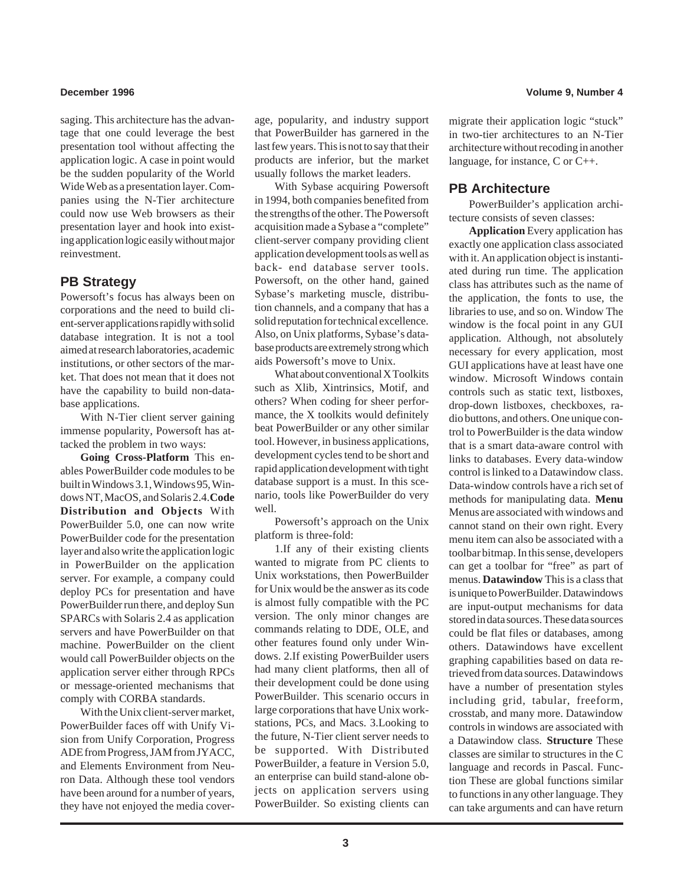saging. This architecture has the advantage that one could leverage the best presentation tool without affecting the application logic. A case in point would be the sudden popularity of the World Wide Web as a presentation layer. Companies using the N-Tier architecture could now use Web browsers as their presentation layer and hook into existing application logic easily without major reinvestment.

## PB Strategy

Powersoft's focus has always been on corporations and the need to build client-server applications rapidly with solid database integration. It is not a tool aimed at research laboratories, academic institutions, or other sectors of the market. That does not mean that it does not have the capability to build non-database applications.

With N-Tier client server gaining immense popularity, Powersoft has attacked the problem in two ways:

**Going Cross-Platform** This enables PowerBuilder code modules to be built in Windows 3.1, Windows 95, Windows NT, MacOS, and Solaris 2.4. **Code Distribution and Objects** With PowerBuilder 5.0, one can now write PowerBuilder code for the presentation layer and also write the application logic in PowerBuilder on the application server. For example, a company could deploy PCs for presentation and have PowerBuilder run there, and deploy Sun SPARCs with Solaris 2.4 as application servers and have PowerBuilder on that machine. PowerBuilder on the client would call PowerBuilder objects on the application server either through RPCs or message-oriented mechanisms that comply with CORBA standards.

With the Unix client-server market, PowerBuilder faces off with Unify Vision from Unify Corporation, Progress ADE from Progress, JAM from JYACC, and Elements Environment from Neuron Data. Although these tool vendors have been around for a number of years, they have not enjoyed the media coverage, popularity, and industry support that PowerBuilder has garnered in the last few years. This is not to say that their products are inferior, but the market usually follows the market leaders.

With Sybase acquiring Powersoft in 1994, both companies benefited from the strengths of the other. The Powersoft acquisition made a Sybase a "complete" client-server company providing client application development tools as well as back- end database server tools. Powersoft, on the other hand, gained Sybase's marketing muscle, distribution channels, and a company that has a solid reputation for technical excellence. Also, on Unix platforms, Sybase's database products are extremely strong which aids Powersoft's move to Unix.

What about conventional X Toolkits such as Xlib, Xintrinsics, Motif, and others? When coding for sheer performance, the X toolkits would definitely beat PowerBuilder or any other similar tool. However, in business applications, development cycles tend to be short and rapid application development with tight database support is a must. In this scenario, tools like PowerBuilder do very well.

Powersoft's approach on the Unix platform is three-fold:

1.If any of their existing clients wanted to migrate from PC clients to Unix workstations, then PowerBuilder for Unix would be the answer as its code is almost fully compatible with the PC version. The only minor changes are commands relating to DDE, OLE, and other features found only under Windows. 2.If existing PowerBuilder users had many client platforms, then all of their development could be done using PowerBuilder. This scenario occurs in large corporations that have Unix workstations, PCs, and Macs. 3.Looking to the future, N-Tier client server needs to be supported. With Distributed PowerBuilder, a feature in Version 5.0, an enterprise can build stand-alone objects on application servers using PowerBuilder. So existing clients can migrate their application logic "stuck" in two-tier architectures to an N-Tier architecture without recoding in another language, for instance, C or C++.

## PB Architecture

PowerBuilder's application architecture consists of seven classes:

**Application** Every application has exactly one application class associated with it. An application object is instantiated during run time. The application class has attributes such as the name of the application, the fonts to use, the libraries to use, and so on. Window The window is the focal point in any GUI application. Although, not absolutely necessary for every application, most GUI applications have at least have one window. Microsoft Windows contain controls such as static text, listboxes, drop-down listboxes, checkboxes, radio buttons, and others. One unique control to PowerBuilder is the data window that is a smart data-aware control with links to databases. Every data-window control is linked to a Datawindow class. Data-window controls have a rich set of methods for manipulating data. **Menu** Menus are associated with windows and cannot stand on their own right. Every menu item can also be associated with a toolbar bitmap. In this sense, developers can get a toolbar for "free" as part of menus. **Datawindow** This is a class that is unique to PowerBuilder. Datawindows are input-output mechanisms for data stored in data sources. These data sources could be flat files or databases, among others. Datawindows have excellent graphing capabilities based on data retrieved from data sources. Datawindows have a number of presentation styles including grid, tabular, freeform, crosstab, and many more. Datawindow controls in windows are associated with a Datawindow class. **Structure** These classes are similar to structures in the C language and records in Pascal. Function These are global functions similar to functions in any other language. They can take arguments and can have return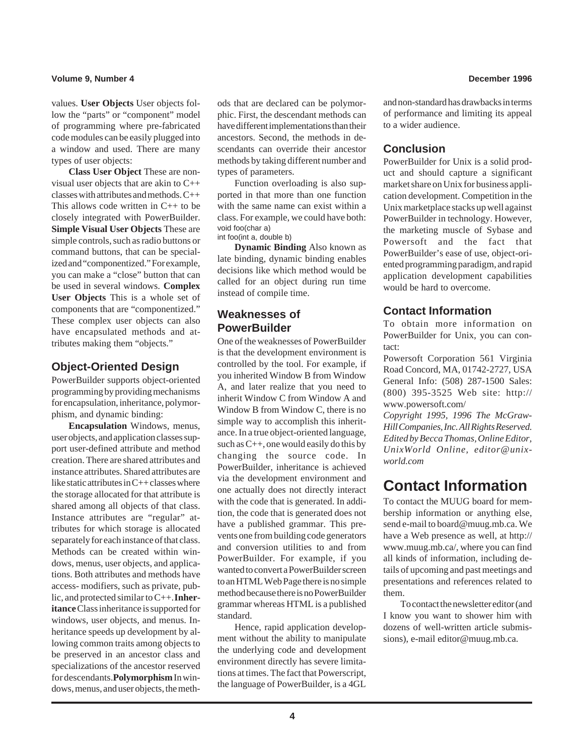values. **User Objects** User objects follow the "parts" or "component" model of programming where pre-fabricated code modules can be easily plugged into a window and used. There are many types of user objects:

**Class User Object** These are non-visual user objects that are akin to C++ classes with attributes and methods. C++ This allows code written in C++ to be closely integrated with PowerBuilder. **Simple Visual User Objects** These are simple controls, such as radio buttons or command buttons, that can be specialized and "componentized." For example, you can make a "close" button that can be used in several windows. **Complex User Objects** This is a whole set of components that are "componentized." These complex user objects can also have encapsulated methods and attributes making them "objects."

## Object-Oriented Design

PowerBuilder supports object-oriented programming by providing mechanisms for encapsulation, inheritance, polymorphism, and dynamic binding:

**Encapsulation** Windows, menus, user objects, and application classes support user-defined attribute and method creation. There are shared attributes and instance attributes. Shared attributes are like static attributes in C++ classes where the storage allocated for that attribute is shared among all objects of that class. Instance attributes are "regular" attributes for which storage is allocated separately for each instance of that class. Methods can be created within windows, menus, user objects, and applications. Both attributes and methods have access- modifiers, such as private, public, and protected similar to C++. **Inheritance** Class inheritance is supported for windows, user objects, and menus. Inheritance speeds up development by allowing common traits among objects to be preserved in an ancestor class and specializations of the ancestor reserved for descendants. **Polymorphism** In windows, menus, and user objects, the methods that are declared can be polymorphic. First, the descendant methods can have different implementations than their ancestors. Second, the methods in descendants can override their ancestor methods by taking different number and types of parameters.

Function overloading is also supported in that more than one function with the same name can exist within a class. For example, we could have both:

```
void foo(char a)
int foo(int a, double b)
```

**Dynamic Binding** Also known as late binding, dynamic binding enables decisions like which method would be called for an object during run time instead of compile time.

## Weaknesses of PowerBuilder

One of the weaknesses of PowerBuilder is that the development environment is controlled by the tool. For example, if you inherited Window B from Window A, and later realize that you need to inherit Window C from Window A and Window B from Window C, there is no simple way to accomplish this inheritance. In a true object-oriented language, such as C++, one would easily do this by changing the source code. In PowerBuilder, inheritance is achieved via the development environment and one actually does not directly interact with the code that is generated. In addition, the code that is generated does not have a published grammar. This prevents one from building code generators and conversion utilities to and from PowerBuilder. For example, if you wanted to convert a PowerBuilder screen to an HTML Web Page there is no simple method because there is no PowerBuilder grammar whereas HTML is a published standard.

Hence, rapid application development without the ability to manipulate the underlying code and development environment directly has severe limitations at times. The fact that Powerscript, the language of PowerBuilder, is a 4GL and non-standard has drawbacks in terms of performance and limiting its appeal to a wider audience.

## Conclusion

PowerBuilder for Unix is a solid product and should capture a significant market share on Unix for business application development. Competition in the Unix marketplace stacks up well against PowerBuilder in technology. However, the marketing muscle of Sybase and Powersoft and the fact that PowerBuilder's ease of use, object-oriented programming paradigm, and rapid application development capabilities would be hard to overcome.

## Contact Information

To obtain more information on PowerBuilder for Unix, you can contact:

Powersoft Corporation 561 Virginia Road Concord, MA, 01742-2727, USA General Info: (508) 287-1500 Sales: (800) 395-3525 Web site: http://www.powersoft.com/

*Copyright 1995, 1996 The McGraw-Hill Companies, Inc. All Rights Reserved. Edited by Becca Thomas, Online Editor, UnixWorld Online, editor@unixworld.com*

# Contact Information

To contact the MUUG board for membership information or anything else, send e-mail to board@muug.mb.ca. We have a Web presence as well, at http://www.muug.mb.ca/, where you can find all kinds of information, including details of upcoming and past meetings and presentations and references related to them.

To contact the newsletter editor (and I know you want to shower him with dozens of well-written article submissions), e-mail editor@muug.mb.ca.